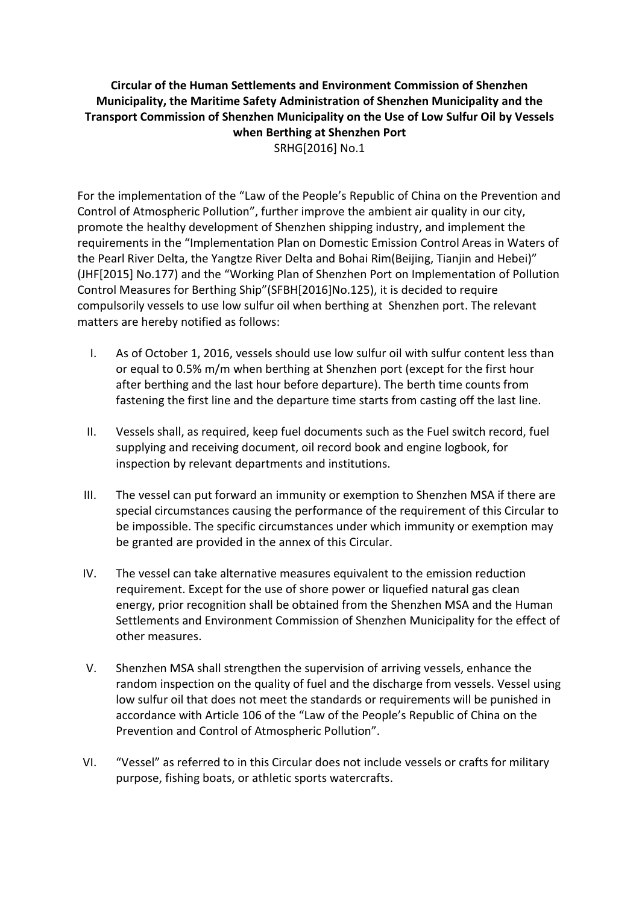**Circular of the Human Settlements and Environment Commission of Shenzhen Municipality, the Maritime Safety Administration of Shenzhen Municipality and the Transport Commission of Shenzhen Municipality on the Use of Low Sulfur Oil by Vessels when Berthing at Shenzhen Port**

SRHG[2016] No.1

For the implementation of the "Law of the People's Republic of China on the Prevention and Control of Atmospheric Pollution", further improve the ambient air quality in our city, promote the healthy development of Shenzhen shipping industry, and implement the requirements in the "Implementation Plan on Domestic Emission Control Areas in Waters of the Pearl River Delta, the Yangtze River Delta and Bohai Rim(Beijing, Tianjin and Hebei)" (JHF[2015] No.177) and the "Working Plan of Shenzhen Port on Implementation of Pollution Control Measures for Berthing Ship"(SFBH[2016]No.125), it is decided to require compulsorily vessels to use low sulfur oil when berthing at Shenzhen port. The relevant matters are hereby notified as follows:

I. As of October 1, 2016, vessels should use low sulfur oil with sulfur content less than or equal to 0.5% m/m when berthing at Shenzhen port (except for the first hour after berthing and the last hour before departure). The berth time counts from fastening the first line and the departure time starts from casting off the last line.

II. Vessels shall, as required, keep fuel documents such as the Fuel switch record, fuel supplying and receiving document, oil record book and engine logbook, for inspection by relevant departments and institutions.

III. The vessel can put forward an immunity or exemption to Shenzhen MSA if there are special circumstances causing the performance of the requirement of this Circular to be impossible. The specific circumstances under which immunity or exemption may be granted are provided in the annex of this Circular.

IV. The vessel can take alternative measures equivalent to the emission reduction requirement. Except for the use of shore power or liquefied natural gas clean energy, prior recognition shall be obtained from the Shenzhen MSA and the Human Settlements and Environment Commission of Shenzhen Municipality for the effect of other measures.

V. Shenzhen MSA shall strengthen the supervision of arriving vessels, enhance the random inspection on the quality of fuel and the discharge from vessels. Vessel using low sulfur oil that does not meet the standards or requirements will be punished in accordance with Article 106 of the "Law of the People's Republic of China on the Prevention and Control of Atmospheric Pollution".

VI. "Vessel" as referred to in this Circular does not include vessels or crafts for military purpose, fishing boats, or athletic sports watercrafts.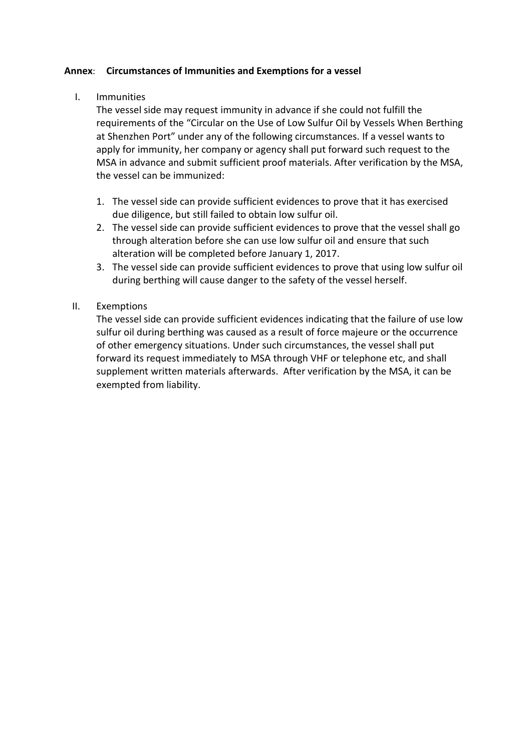**Annex**: **Circumstances of Immunities and Exemptions for a vessel**

I. Immunities

The vessel side may request immunity in advance if she could not fulfill the requirements of the "Circular on the Use of Low Sulfur Oil by Vessels When Berthing at Shenzhen Port" under any of the following circumstances. If a vessel wants to apply for immunity, her company or agency shall put forward such request to the MSA in advance and submit sufficient proof materials. After verification by the MSA, the vessel can be immunized:

1. The vessel side can provide sufficient evidences to prove that it has exercised due diligence, but still failed to obtain low sulfur oil.
2. The vessel side can provide sufficient evidences to prove that the vessel shall go through alteration before she can use low sulfur oil and ensure that such alteration will be completed before January 1, 2017.
3. The vessel side can provide sufficient evidences to prove that using low sulfur oil during berthing will cause danger to the safety of the vessel herself.

II. Exemptions

The vessel side can provide sufficient evidences indicating that the failure of use low sulfur oil during berthing was caused as a result of force majeure or the occurrence of other emergency situations. Under such circumstances, the vessel shall put forward its request immediately to MSA through VHF or telephone etc, and shall supplement written materials afterwards. After verification by the MSA, it can be exempted from liability.